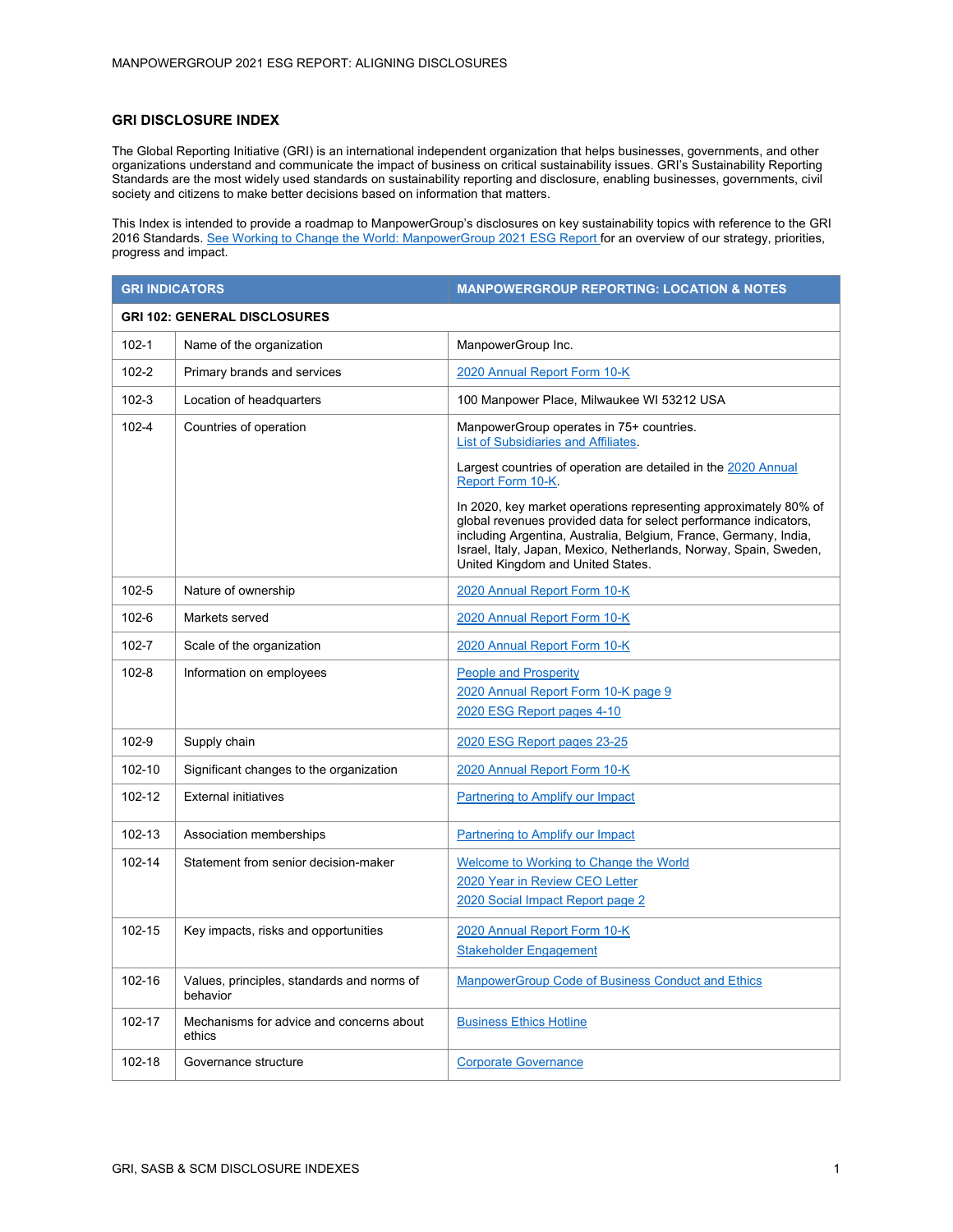## GRI DISCLOSURE INDEX

The Global Reporting Initiative (GRI) is an international independent organization that helps businesses, governments, and other organizations understand and communicate the impact of business on critical sustainability issues. GRI's Sustainability Reporting Standards are the most widely used standards on sustainability reporting and disclosure, enabling businesses, governments, civil society and citizens to make better decisions based on information that matters.

This Index is intended to provide a roadmap to ManpowerGroup's disclosures on key sustainability topics with reference to the GRI 2016 Standards. See Working to Change the World: ManpowerGroup 2021 ESG Report for an overview of our strategy, priorities, progress and impact.

| GRI INDICATORS | | MANPOWERGROUP REPORTING: LOCATION & NOTES |
|---|---|---|
| **GRI 102: GENERAL DISCLOSURES** | | |
| 102-1 | Name of the organization | ManpowerGroup Inc. |
| 102-2 | Primary brands and services | 2020 Annual Report Form 10-K |
| 102-3 | Location of headquarters | 100 Manpower Place, Milwaukee WI 53212 USA |
| 102-4 | Countries of operation | ManpowerGroup operates in 75+ countries. List of Subsidiaries and Affiliates.<br><br>Largest countries of operation are detailed in the 2020 Annual Report Form 10-K.<br><br>In 2020, key market operations representing approximately 80% of global revenues provided data for select performance indicators, including Argentina, Australia, Belgium, France, Germany, India, Israel, Italy, Japan, Mexico, Netherlands, Norway, Spain, Sweden, United Kingdom and United States. |
| 102-5 | Nature of ownership | 2020 Annual Report Form 10-K |
| 102-6 | Markets served | 2020 Annual Report Form 10-K |
| 102-7 | Scale of the organization | 2020 Annual Report Form 10-K |
| 102-8 | Information on employees | People and Prosperity<br>2020 Annual Report Form 10-K page 9<br>2020 ESG Report pages 4-10 |
| 102-9 | Supply chain | 2020 ESG Report pages 23-25 |
| 102-10 | Significant changes to the organization | 2020 Annual Report Form 10-K |
| 102-12 | External initiatives | Partnering to Amplify our Impact |
| 102-13 | Association memberships | Partnering to Amplify our Impact |
| 102-14 | Statement from senior decision-maker | Welcome to Working to Change the World<br>2020 Year in Review CEO Letter<br>2020 Social Impact Report page 2 |
| 102-15 | Key impacts, risks and opportunities | 2020 Annual Report Form 10-K<br>Stakeholder Engagement |
| 102-16 | Values, principles, standards and norms of behavior | ManpowerGroup Code of Business Conduct and Ethics |
| 102-17 | Mechanisms for advice and concerns about ethics | Business Ethics Hotline |
| 102-18 | Governance structure | Corporate Governance |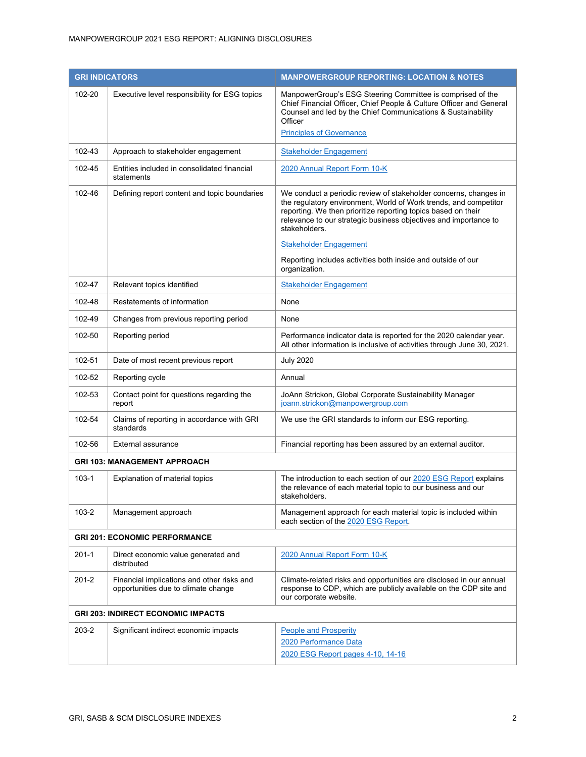| GRI INDICATORS | | MANPOWERGROUP REPORTING: LOCATION & NOTES |
|---|---|---|
| 102-20 | Executive level responsibility for ESG topics | ManpowerGroup's ESG Steering Committee is comprised of the Chief Financial Officer, Chief People & Culture Officer and General Counsel and led by the Chief Communications & Sustainability Officer<br>Principles of Governance |
| 102-43 | Approach to stakeholder engagement | Stakeholder Engagement |
| 102-45 | Entities included in consolidated financial statements | 2020 Annual Report Form 10-K |
| 102-46 | Defining report content and topic boundaries | We conduct a periodic review of stakeholder concerns, changes in the regulatory environment, World of Work trends, and competitor reporting. We then prioritize reporting topics based on their relevance to our strategic business objectives and importance to stakeholders.<br>Stakeholder Engagement<br>Reporting includes activities both inside and outside of our organization. |
| 102-47 | Relevant topics identified | Stakeholder Engagement |
| 102-48 | Restatements of information | None |
| 102-49 | Changes from previous reporting period | None |
| 102-50 | Reporting period | Performance indicator data is reported for the 2020 calendar year. All other information is inclusive of activities through June 30, 2021. |
| 102-51 | Date of most recent previous report | July 2020 |
| 102-52 | Reporting cycle | Annual |
| 102-53 | Contact point for questions regarding the report | JoAnn Strickon, Global Corporate Sustainability Manager<br>joann.strickon@manpowergroup.com |
| 102-54 | Claims of reporting in accordance with GRI standards | We use the GRI standards to inform our ESG reporting. |
| 102-56 | External assurance | Financial reporting has been assured by an external auditor. |
| **GRI 103: MANAGEMENT APPROACH** | | |
| 103-1 | Explanation of material topics | The introduction to each section of our 2020 ESG Report explains the relevance of each material topic to our business and our stakeholders. |
| 103-2 | Management approach | Management approach for each material topic is included within each section of the 2020 ESG Report. |
| **GRI 201: ECONOMIC PERFORMANCE** | | |
| 201-1 | Direct economic value generated and distributed | 2020 Annual Report Form 10-K |
| 201-2 | Financial implications and other risks and opportunities due to climate change | Climate-related risks and opportunities are disclosed in our annual response to CDP, which are publicly available on the CDP site and our corporate website. |
| **GRI 203: INDIRECT ECONOMIC IMPACTS** | | |
| 203-2 | Significant indirect economic impacts | People and Prosperity<br>2020 Performance Data<br>2020 ESG Report pages 4-10, 14-16 |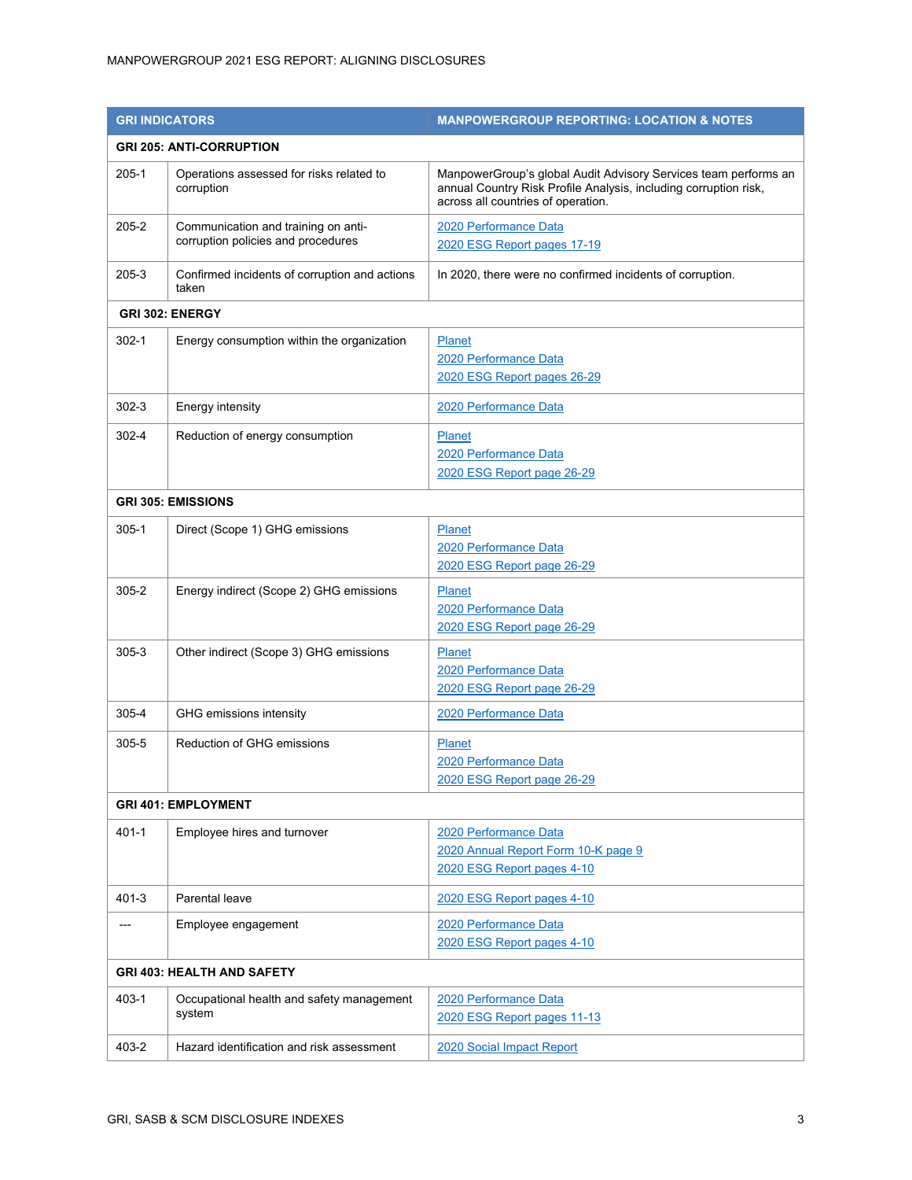| GRI INDICATORS | | MANPOWERGROUP REPORTING: LOCATION & NOTES |
|---|---|---|
| **GRI 205: ANTI-CORRUPTION** | | |
| 205-1 | Operations assessed for risks related to corruption | ManpowerGroup's global Audit Advisory Services team performs an annual Country Risk Profile Analysis, including corruption risk, across all countries of operation. |
| 205-2 | Communication and training on anti-corruption policies and procedures | 2020 Performance Data<br>2020 ESG Report pages 17-19 |
| 205-3 | Confirmed incidents of corruption and actions taken | In 2020, there were no confirmed incidents of corruption. |
| **GRI 302: ENERGY** | | |
| 302-1 | Energy consumption within the organization | Planet<br>2020 Performance Data<br>2020 ESG Report pages 26-29 |
| 302-3 | Energy intensity | 2020 Performance Data |
| 302-4 | Reduction of energy consumption | Planet<br>2020 Performance Data<br>2020 ESG Report page 26-29 |
| **GRI 305: EMISSIONS** | | |
| 305-1 | Direct (Scope 1) GHG emissions | Planet<br>2020 Performance Data<br>2020 ESG Report page 26-29 |
| 305-2 | Energy indirect (Scope 2) GHG emissions | Planet<br>2020 Performance Data<br>2020 ESG Report page 26-29 |
| 305-3 | Other indirect (Scope 3) GHG emissions | Planet<br>2020 Performance Data<br>2020 ESG Report page 26-29 |
| 305-4 | GHG emissions intensity | 2020 Performance Data |
| 305-5 | Reduction of GHG emissions | Planet<br>2020 Performance Data<br>2020 ESG Report page 26-29 |
| **GRI 401: EMPLOYMENT** | | |
| 401-1 | Employee hires and turnover | 2020 Performance Data<br>2020 Annual Report Form 10-K page 9<br>2020 ESG Report pages 4-10 |
| 401-3 | Parental leave | 2020 ESG Report pages 4-10 |
| --- | Employee engagement | 2020 Performance Data<br>2020 ESG Report pages 4-10 |
| **GRI 403: HEALTH AND SAFETY** | | |
| 403-1 | Occupational health and safety management system | 2020 Performance Data<br>2020 ESG Report pages 11-13 |
| 403-2 | Hazard identification and risk assessment | 2020 Social Impact Report |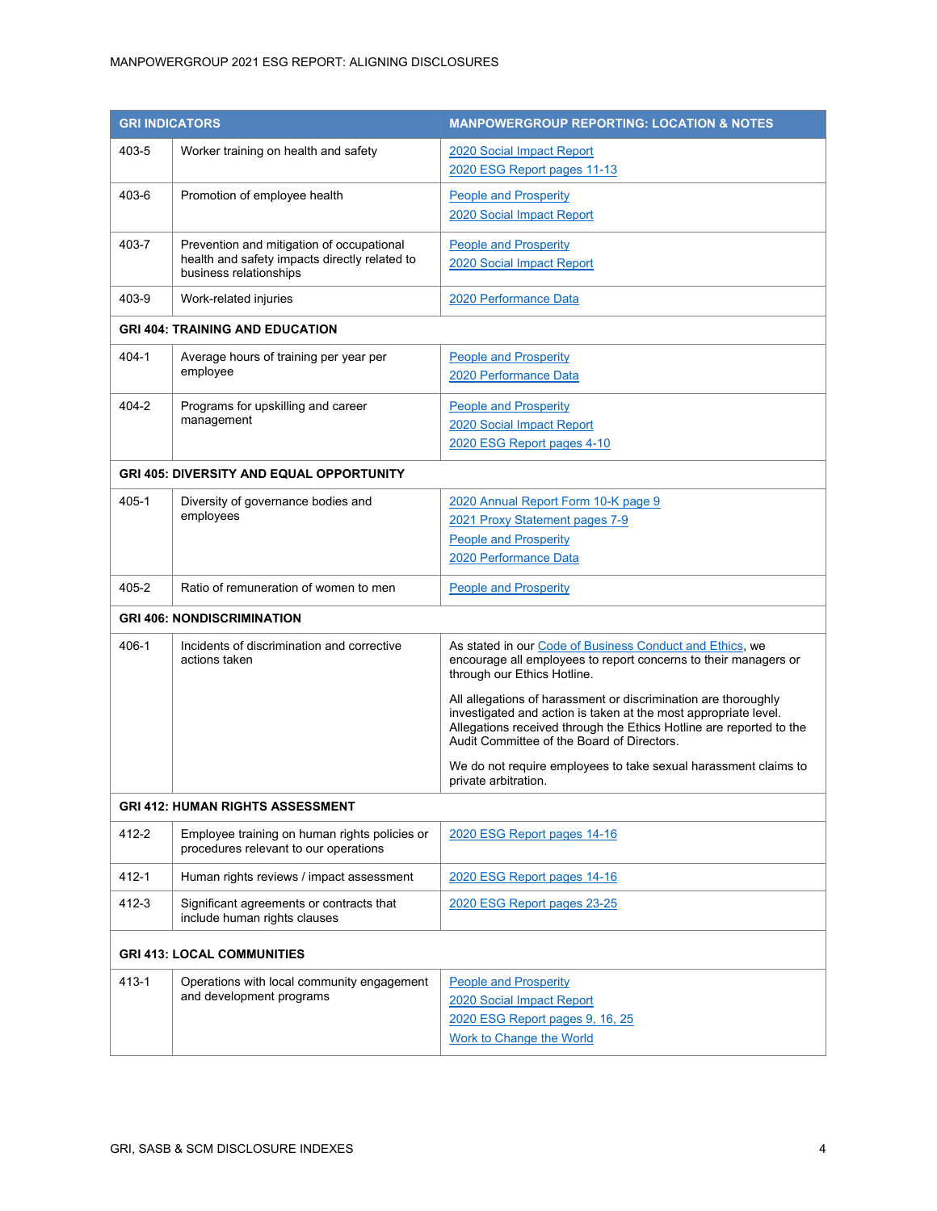| GRI INDICATORS | | MANPOWERGROUP REPORTING: LOCATION & NOTES |
|---|---|---|
| 403-5 | Worker training on health and safety | 2020 Social Impact Report<br>2020 ESG Report pages 11-13 |
| 403-6 | Promotion of employee health | People and Prosperity<br>2020 Social Impact Report |
| 403-7 | Prevention and mitigation of occupational health and safety impacts directly related to business relationships | People and Prosperity<br>2020 Social Impact Report |
| 403-9 | Work-related injuries | 2020 Performance Data |
| **GRI 404: TRAINING AND EDUCATION** | | |
| 404-1 | Average hours of training per year per employee | People and Prosperity<br>2020 Performance Data |
| 404-2 | Programs for upskilling and career management | People and Prosperity<br>2020 Social Impact Report<br>2020 ESG Report pages 4-10 |
| **GRI 405: DIVERSITY AND EQUAL OPPORTUNITY** | | |
| 405-1 | Diversity of governance bodies and employees | 2020 Annual Report Form 10-K page 9<br>2021 Proxy Statement pages 7-9<br>People and Prosperity<br>2020 Performance Data |
| 405-2 | Ratio of remuneration of women to men | People and Prosperity |
| **GRI 406: NONDISCRIMINATION** | | |
| 406-1 | Incidents of discrimination and corrective actions taken | As stated in our Code of Business Conduct and Ethics, we encourage all employees to report concerns to their managers or through our Ethics Hotline.<br><br>All allegations of harassment or discrimination are thoroughly investigated and action is taken at the most appropriate level. Allegations received through the Ethics Hotline are reported to the Audit Committee of the Board of Directors.<br><br>We do not require employees to take sexual harassment claims to private arbitration. |
| **GRI 412: HUMAN RIGHTS ASSESSMENT** | | |
| 412-2 | Employee training on human rights policies or procedures relevant to our operations | 2020 ESG Report pages 14-16 |
| 412-1 | Human rights reviews / impact assessment | 2020 ESG Report pages 14-16 |
| 412-3 | Significant agreements or contracts that include human rights clauses | 2020 ESG Report pages 23-25 |
| **GRI 413: LOCAL COMMUNITIES** | | |
| 413-1 | Operations with local community engagement and development programs | People and Prosperity<br>2020 Social Impact Report<br>2020 ESG Report pages 9, 16, 25<br>Work to Change the World |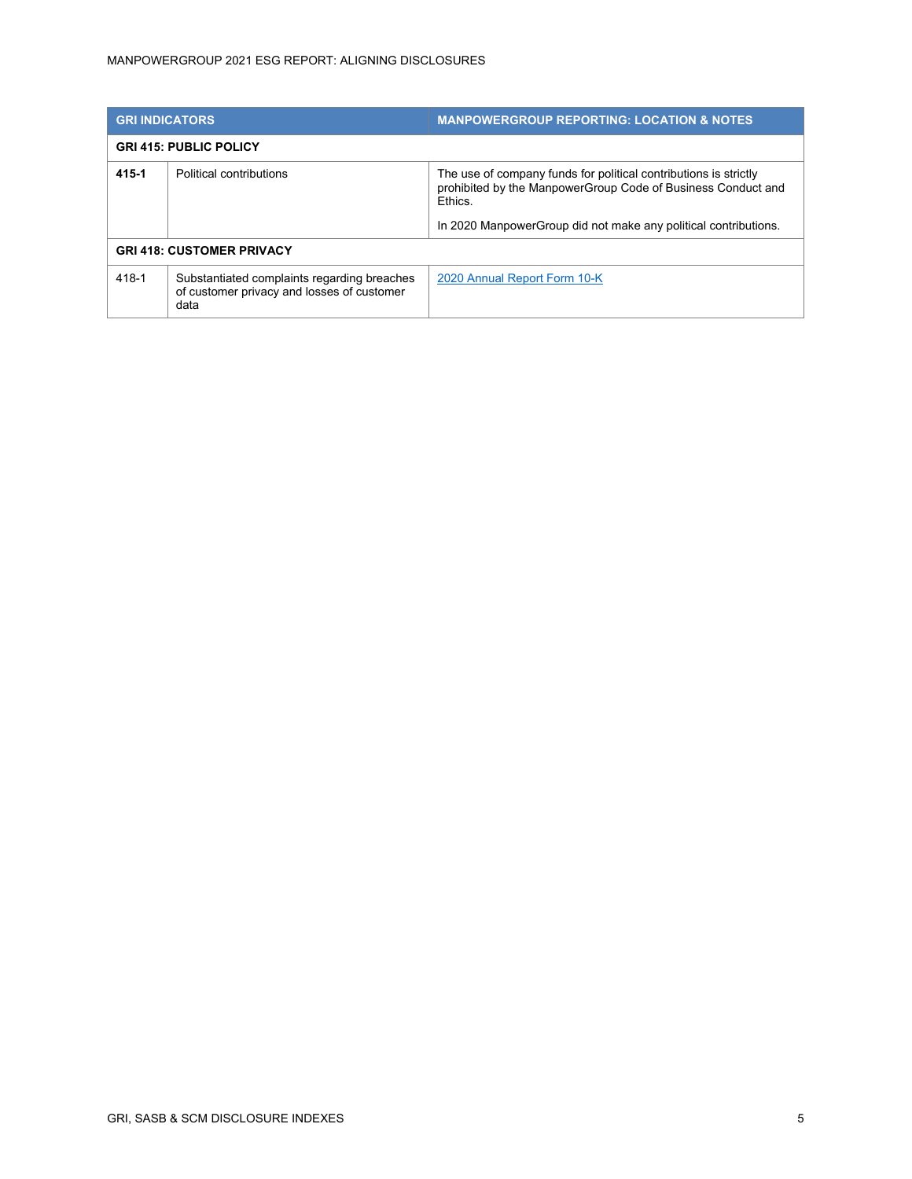| GRI INDICATORS | | MANPOWERGROUP REPORTING: LOCATION & NOTES |
|---|---|---|
| **GRI 415: PUBLIC POLICY** | | |
| **415-1** | Political contributions | The use of company funds for political contributions is strictly prohibited by the ManpowerGroup Code of Business Conduct and Ethics.<br><br>In 2020 ManpowerGroup did not make any political contributions. |
| **GRI 418: CUSTOMER PRIVACY** | | |
| 418-1 | Substantiated complaints regarding breaches of customer privacy and losses of customer data | 2020 Annual Report Form 10-K |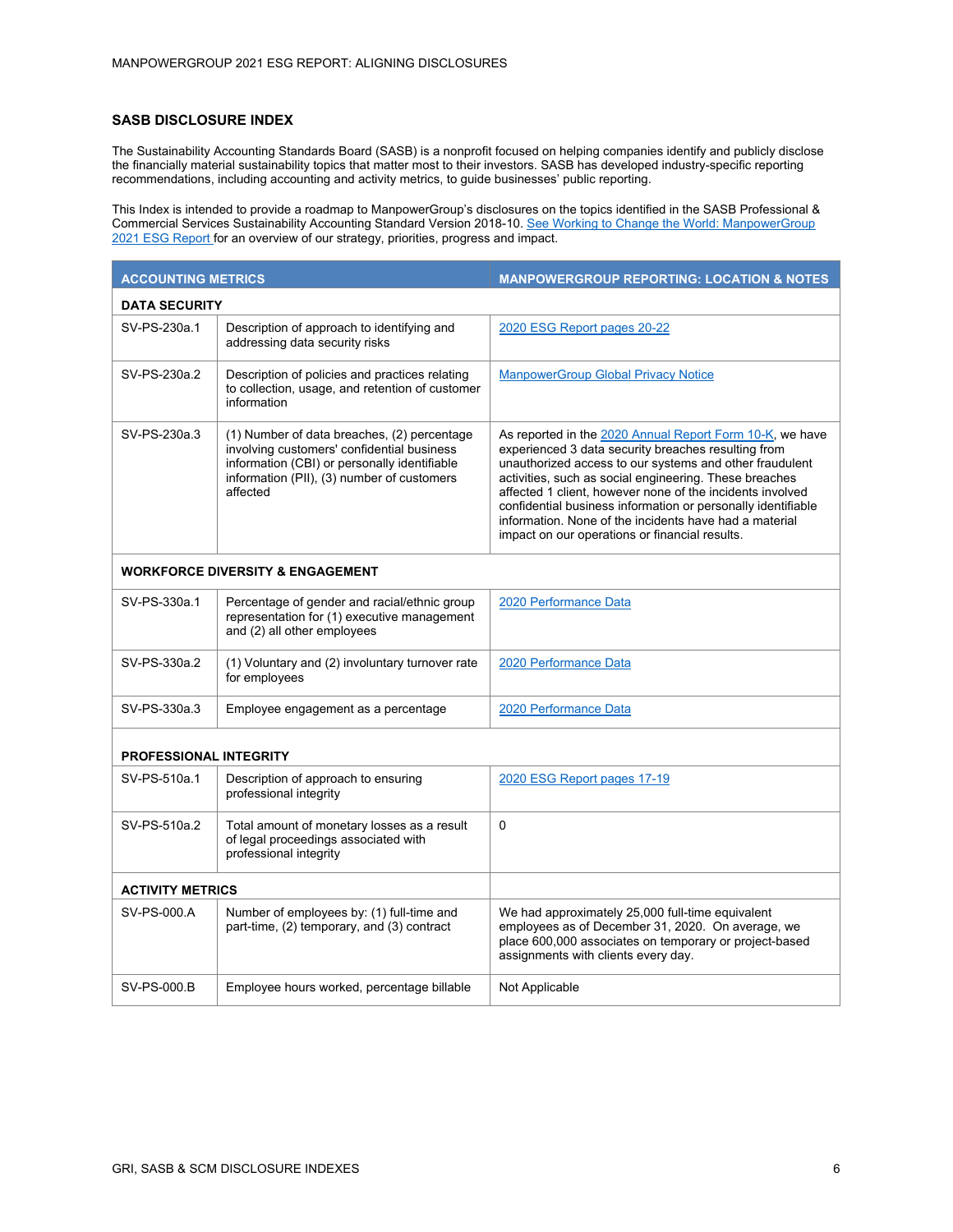## SASB DISCLOSURE INDEX

The Sustainability Accounting Standards Board (SASB) is a nonprofit focused on helping companies identify and publicly disclose the financially material sustainability topics that matter most to their investors. SASB has developed industry-specific reporting recommendations, including accounting and activity metrics, to guide businesses' public reporting.

This Index is intended to provide a roadmap to ManpowerGroup's disclosures on the topics identified in the SASB Professional & Commercial Services Sustainability Accounting Standard Version 2018-10. See Working to Change the World: ManpowerGroup 2021 ESG Report for an overview of our strategy, priorities, progress and impact.

| ACCOUNTING METRICS | | MANPOWERGROUP REPORTING: LOCATION & NOTES |
|---|---|---|
| **DATA SECURITY** | | |
| SV-PS-230a.1 | Description of approach to identifying and addressing data security risks | 2020 ESG Report pages 20-22 |
| SV-PS-230a.2 | Description of policies and practices relating to collection, usage, and retention of customer information | ManpowerGroup Global Privacy Notice |
| SV-PS-230a.3 | (1) Number of data breaches, (2) percentage involving customers' confidential business information (CBI) or personally identifiable information (PII), (3) number of customers affected | As reported in the 2020 Annual Report Form 10-K, we have experienced 3 data security breaches resulting from unauthorized access to our systems and other fraudulent activities, such as social engineering. These breaches affected 1 client, however none of the incidents involved confidential business information or personally identifiable information. None of the incidents have had a material impact on our operations or financial results. |
| **WORKFORCE DIVERSITY & ENGAGEMENT** | | |
| SV-PS-330a.1 | Percentage of gender and racial/ethnic group representation for (1) executive management and (2) all other employees | 2020 Performance Data |
| SV-PS-330a.2 | (1) Voluntary and (2) involuntary turnover rate for employees | 2020 Performance Data |
| SV-PS-330a.3 | Employee engagement as a percentage | 2020 Performance Data |
| **PROFESSIONAL INTEGRITY** | | |
| SV-PS-510a.1 | Description of approach to ensuring professional integrity | 2020 ESG Report pages 17-19 |
| SV-PS-510a.2 | Total amount of monetary losses as a result of legal proceedings associated with professional integrity | 0 |
| **ACTIVITY METRICS** | | |
| SV-PS-000.A | Number of employees by: (1) full-time and part-time, (2) temporary, and (3) contract | We had approximately 25,000 full-time equivalent employees as of December 31, 2020. On average, we place 600,000 associates on temporary or project-based assignments with clients every day. |
| SV-PS-000.B | Employee hours worked, percentage billable | Not Applicable |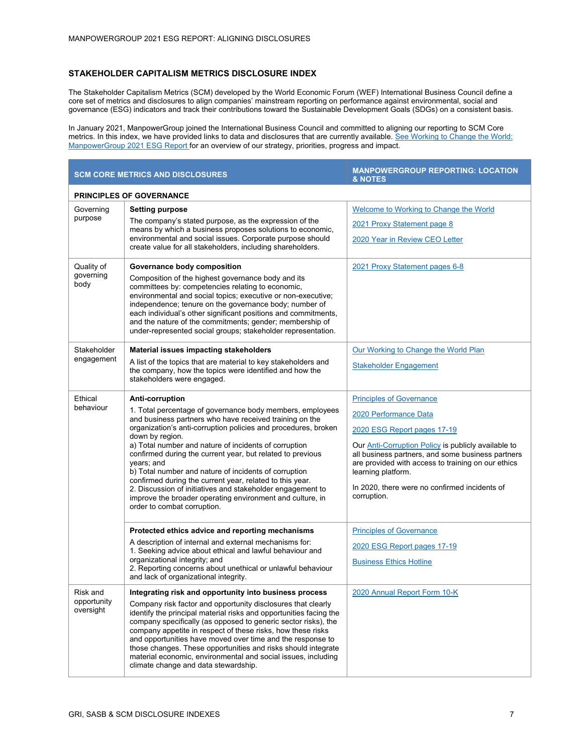## STAKEHOLDER CAPITALISM METRICS DISCLOSURE INDEX

The Stakeholder Capitalism Metrics (SCM) developed by the World Economic Forum (WEF) International Business Council define a core set of metrics and disclosures to align companies' mainstream reporting on performance against environmental, social and governance (ESG) indicators and track their contributions toward the Sustainable Development Goals (SDGs) on a consistent basis.

In January 2021, ManpowerGroup joined the International Business Council and committed to aligning our reporting to SCM Core metrics. In this index, we have provided links to data and disclosures that are currently available. See Working to Change the World: ManpowerGroup 2021 ESG Report for an overview of our strategy, priorities, progress and impact.

| SCM CORE METRICS AND DISCLOSURES | | MANPOWERGROUP REPORTING: LOCATION & NOTES |
|---|---|---|
| **PRINCIPLES OF GOVERNANCE** | | |
| Governing purpose | **Setting purpose**<br>The company's stated purpose, as the expression of the means by which a business proposes solutions to economic, environmental and social issues. Corporate purpose should create value for all stakeholders, including shareholders. | Welcome to Working to Change the World<br>2021 Proxy Statement page 8<br>2020 Year in Review CEO Letter |
| Quality of governing body | **Governance body composition**<br>Composition of the highest governance body and its committees by: competencies relating to economic, environmental and social topics; executive or non-executive; independence; tenure on the governance body; number of each individual's other significant positions and commitments, and the nature of the commitments; gender; membership of under-represented social groups; stakeholder representation. | 2021 Proxy Statement pages 6-8 |
| Stakeholder engagement | **Material issues impacting stakeholders**<br>A list of the topics that are material to key stakeholders and the company, how the topics were identified and how the stakeholders were engaged. | Our Working to Change the World Plan<br>Stakeholder Engagement |
| Ethical behaviour | **Anti-corruption**<br>1. Total percentage of governance body members, employees and business partners who have received training on the organization's anti-corruption policies and procedures, broken down by region.<br>a) Total number and nature of incidents of corruption confirmed during the current year, but related to previous years; and<br>b) Total number and nature of incidents of corruption confirmed during the current year, related to this year.<br>2. Discussion of initiatives and stakeholder engagement to improve the broader operating environment and culture, in order to combat corruption. | Principles of Governance<br>2020 Performance Data<br>2020 ESG Report pages 17-19<br>Our Anti-Corruption Policy is publicly available to all business partners, and some business partners are provided with access to training on our ethics learning platform.<br>In 2020, there were no confirmed incidents of corruption. |
| | **Protected ethics advice and reporting mechanisms**<br>A description of internal and external mechanisms for:<br>1. Seeking advice about ethical and lawful behaviour and organizational integrity; and<br>2. Reporting concerns about unethical or unlawful behaviour and lack of organizational integrity. | Principles of Governance<br>2020 ESG Report pages 17-19<br>Business Ethics Hotline |
| Risk and opportunity oversight | **Integrating risk and opportunity into business process**<br>Company risk factor and opportunity disclosures that clearly identify the principal material risks and opportunities facing the company specifically (as opposed to generic sector risks), the company appetite in respect of these risks, how these risks and opportunities have moved over time and the response to those changes. These opportunities and risks should integrate material economic, environmental and social issues, including climate change and data stewardship. | 2020 Annual Report Form 10-K |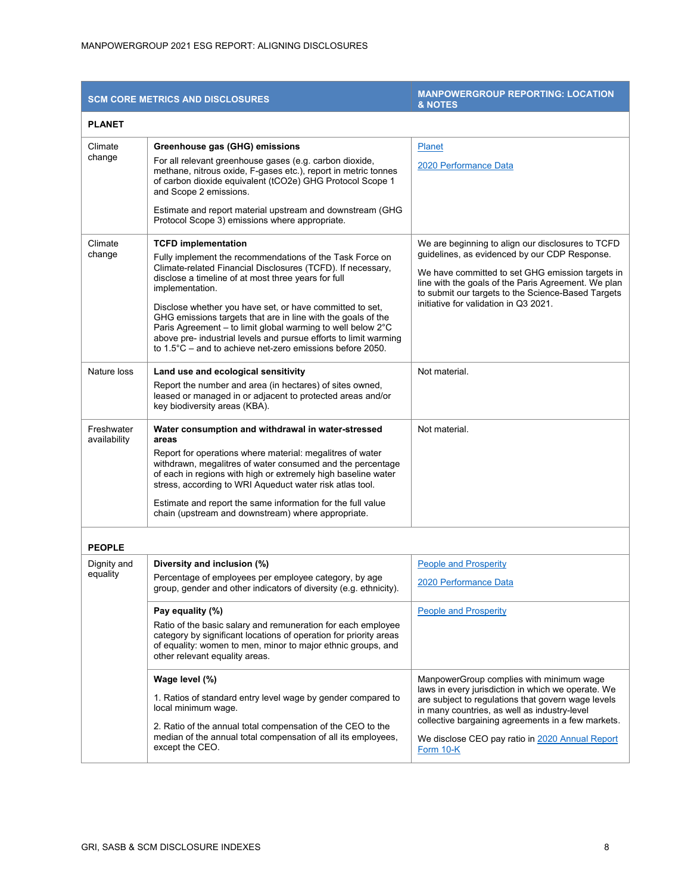| SCM CORE METRICS AND DISCLOSURES | | MANPOWERGROUP REPORTING: LOCATION & NOTES |
|---|---|---|
| **PLANET** | | |
| Climate change | **Greenhouse gas (GHG) emissions**<br>For all relevant greenhouse gases (e.g. carbon dioxide, methane, nitrous oxide, F-gases etc.), report in metric tonnes of carbon dioxide equivalent (tCO2e) GHG Protocol Scope 1 and Scope 2 emissions.<br><br>Estimate and report material upstream and downstream (GHG Protocol Scope 3) emissions where appropriate. | Planet<br><br>2020 Performance Data |
| Climate change | **TCFD implementation**<br>Fully implement the recommendations of the Task Force on Climate-related Financial Disclosures (TCFD). If necessary, disclose a timeline of at most three years for full implementation.<br><br>Disclose whether you have set, or have committed to set, GHG emissions targets that are in line with the goals of the Paris Agreement – to limit global warming to well below 2°C above pre- industrial levels and pursue efforts to limit warming to 1.5°C – and to achieve net-zero emissions before 2050. | We are beginning to align our disclosures to TCFD guidelines, as evidenced by our CDP Response.<br><br>We have committed to set GHG emission targets in line with the goals of the Paris Agreement. We plan to submit our targets to the Science-Based Targets initiative for validation in Q3 2021. |
| Nature loss | **Land use and ecological sensitivity**<br>Report the number and area (in hectares) of sites owned, leased or managed in or adjacent to protected areas and/or key biodiversity areas (KBA). | Not material. |
| Freshwater availability | **Water consumption and withdrawal in water-stressed areas**<br>Report for operations where material: megalitres of water withdrawn, megalitres of water consumed and the percentage of each in regions with high or extremely high baseline water stress, according to WRI Aqueduct water risk atlas tool.<br><br>Estimate and report the same information for the full value chain (upstream and downstream) where appropriate. | Not material. |
| **PEOPLE** | | |
| Dignity and equality | **Diversity and inclusion (%)**<br>Percentage of employees per employee category, by age group, gender and other indicators of diversity (e.g. ethnicity). | People and Prosperity<br><br>2020 Performance Data |
| | **Pay equality (%)**<br>Ratio of the basic salary and remuneration for each employee category by significant locations of operation for priority areas of equality: women to men, minor to major ethnic groups, and other relevant equality areas. | People and Prosperity |
| | **Wage level (%)**<br>1. Ratios of standard entry level wage by gender compared to local minimum wage.<br><br>2. Ratio of the annual total compensation of the CEO to the median of the annual total compensation of all its employees, except the CEO. | ManpowerGroup complies with minimum wage laws in every jurisdiction in which we operate. We are subject to regulations that govern wage levels in many countries, as well as industry-level collective bargaining agreements in a few markets.<br><br>We disclose CEO pay ratio in 2020 Annual Report Form 10-K |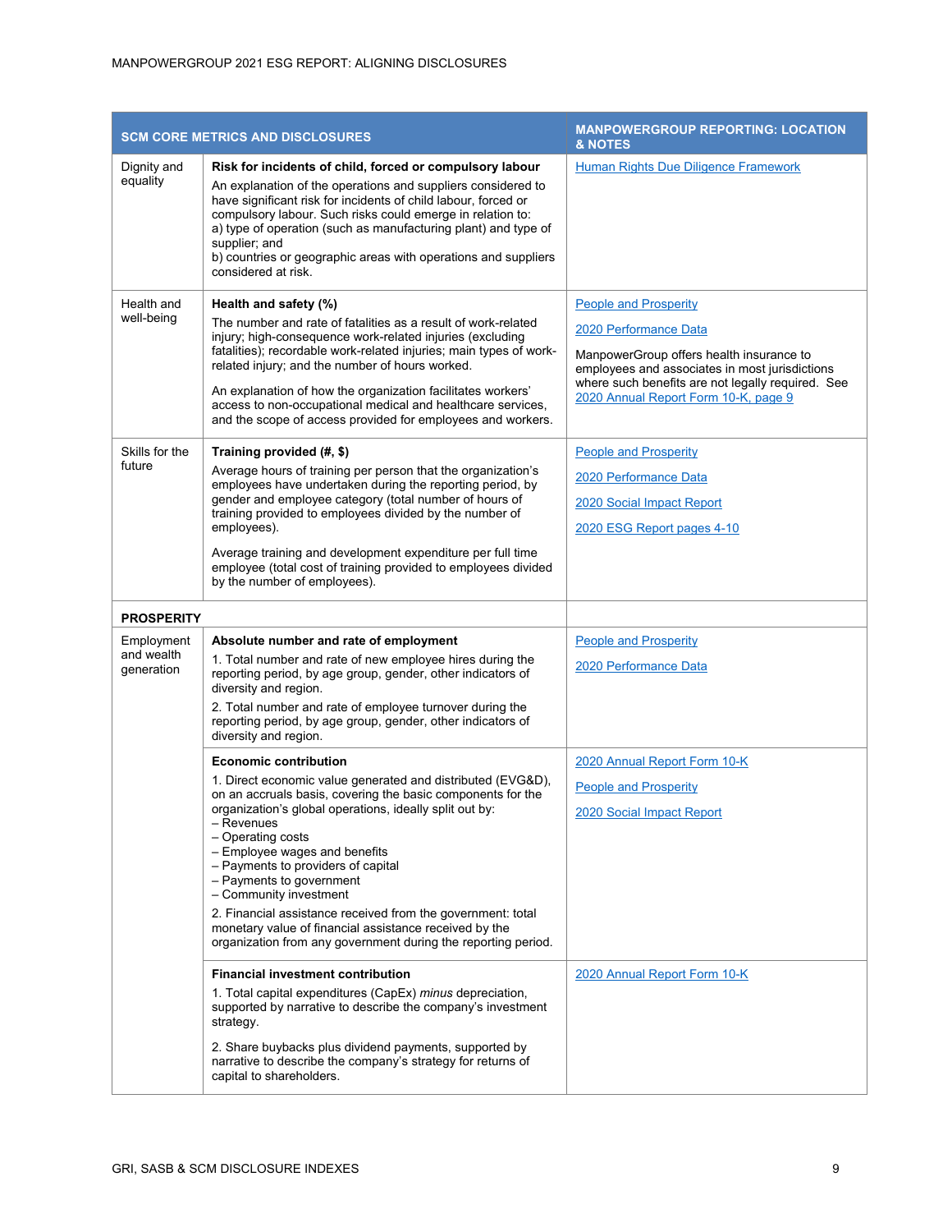| SCM CORE METRICS AND DISCLOSURES | | MANPOWERGROUP REPORTING: LOCATION & NOTES |
|---|---|---|
| Dignity and equality | **Risk for incidents of child, forced or compulsory labour**<br>An explanation of the operations and suppliers considered to have significant risk for incidents of child labour, forced or compulsory labour. Such risks could emerge in relation to:<br>a) type of operation (such as manufacturing plant) and type of supplier; and<br>b) countries or geographic areas with operations and suppliers considered at risk. | Human Rights Due Diligence Framework |
| Health and well-being | **Health and safety (%)**<br>The number and rate of fatalities as a result of work-related injury; high-consequence work-related injuries (excluding fatalities); recordable work-related injuries; main types of work-related injury; and the number of hours worked.<br><br>An explanation of how the organization facilitates workers' access to non-occupational medical and healthcare services, and the scope of access provided for employees and workers. | People and Prosperity<br><br>2020 Performance Data<br><br>ManpowerGroup offers health insurance to employees and associates in most jurisdictions where such benefits are not legally required. See 2020 Annual Report Form 10-K, page 9 |
| Skills for the future | **Training provided (#, $)**<br>Average hours of training per person that the organization's employees have undertaken during the reporting period, by gender and employee category (total number of hours of training provided to employees divided by the number of employees).<br><br>Average training and development expenditure per full time employee (total cost of training provided to employees divided by the number of employees). | People and Prosperity<br><br>2020 Performance Data<br><br>2020 Social Impact Report<br><br>2020 ESG Report pages 4-10 |
| **PROSPERITY** | | |
| Employment and wealth generation | **Absolute number and rate of employment**<br>1. Total number and rate of new employee hires during the reporting period, by age group, gender, other indicators of diversity and region.<br>2. Total number and rate of employee turnover during the reporting period, by age group, gender, other indicators of diversity and region. | People and Prosperity<br><br>2020 Performance Data |
| | **Economic contribution**<br>1. Direct economic value generated and distributed (EVG&D), on an accruals basis, covering the basic components for the organization's global operations, ideally split out by:<br>– Revenues<br>– Operating costs<br>– Employee wages and benefits<br>– Payments to providers of capital<br>– Payments to government<br>– Community investment<br>2. Financial assistance received from the government: total monetary value of financial assistance received by the organization from any government during the reporting period. | 2020 Annual Report Form 10-K<br><br>People and Prosperity<br><br>2020 Social Impact Report |
| | **Financial investment contribution**<br>1. Total capital expenditures (CapEx) *minus* depreciation, supported by narrative to describe the company's investment strategy.<br><br>2. Share buybacks plus dividend payments, supported by narrative to describe the company's strategy for returns of capital to shareholders. | 2020 Annual Report Form 10-K |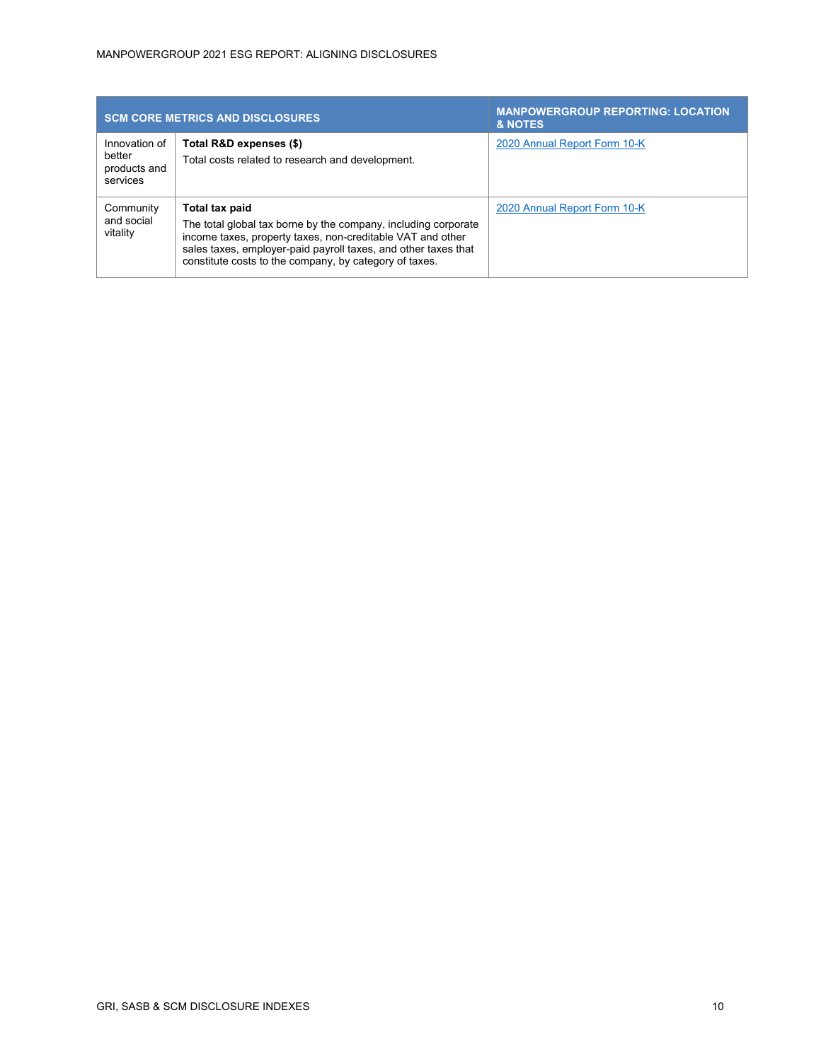| SCM CORE METRICS AND DISCLOSURES | | MANPOWERGROUP REPORTING: LOCATION & NOTES |
|---|---|---|
| Innovation of better products and services | **Total R&D expenses ($)**<br>Total costs related to research and development. | 2020 Annual Report Form 10-K |
| Community and social vitality | **Total tax paid**<br>The total global tax borne by the company, including corporate income taxes, property taxes, non-creditable VAT and other sales taxes, employer-paid payroll taxes, and other taxes that constitute costs to the company, by category of taxes. | 2020 Annual Report Form 10-K |